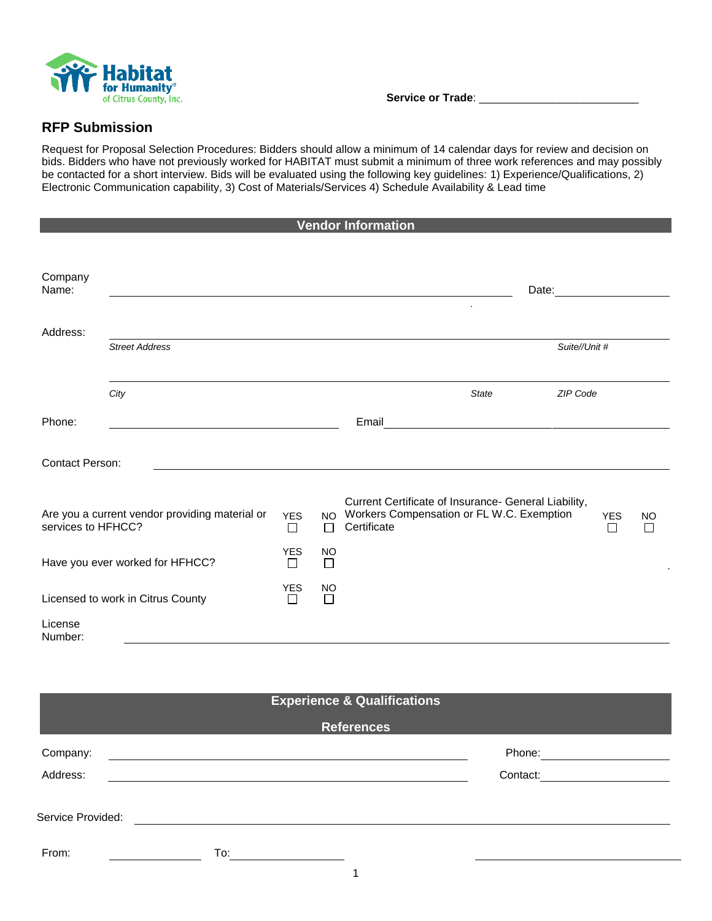Habitat for Humanity® of Citrus County, Inc.

**Service or Trade**: ___________________________

## RFP Submission

Request for Proposal Selection Procedures: Bidders should allow a minimum of 14 calendar days for review and decision on bids. Bidders who have not previously worked for HABITAT must submit a minimum of three work references and may possibly be contacted for a short interview. Bids will be evaluated using the following key guidelines: 1) Experience/Qualifications, 2) Electronic Communication capability, 3) Cost of Materials/Services 4) Schedule Availability & Lead time

### Vendor Information

Company Name: ___________________________ Date: ___________

Address: ___________________________

*Street Address* *Suite//Unit #*

___________________________

*City* *State* *ZIP Code*

Phone: ___________________ Email ___________________

Contact Person: ___________________________

Are you a current vendor providing material or services to HFHCC? YES ☐ NO ☐

Current Certificate of Insurance- General Liability, Workers Compensation or FL W.C. Exemption Certificate YES ☐ NO ☐

Have you ever worked for HFHCC? YES ☐ NO ☐

Licensed to work in Citrus County YES ☐ NO ☐

License Number: ___________________________

### Experience & Qualifications

#### References

Company: ___________________________ Phone: ___________

Address: ___________________________ Contact: ___________

Service Provided: ___________________________

From: ___________ To: ___________ ___________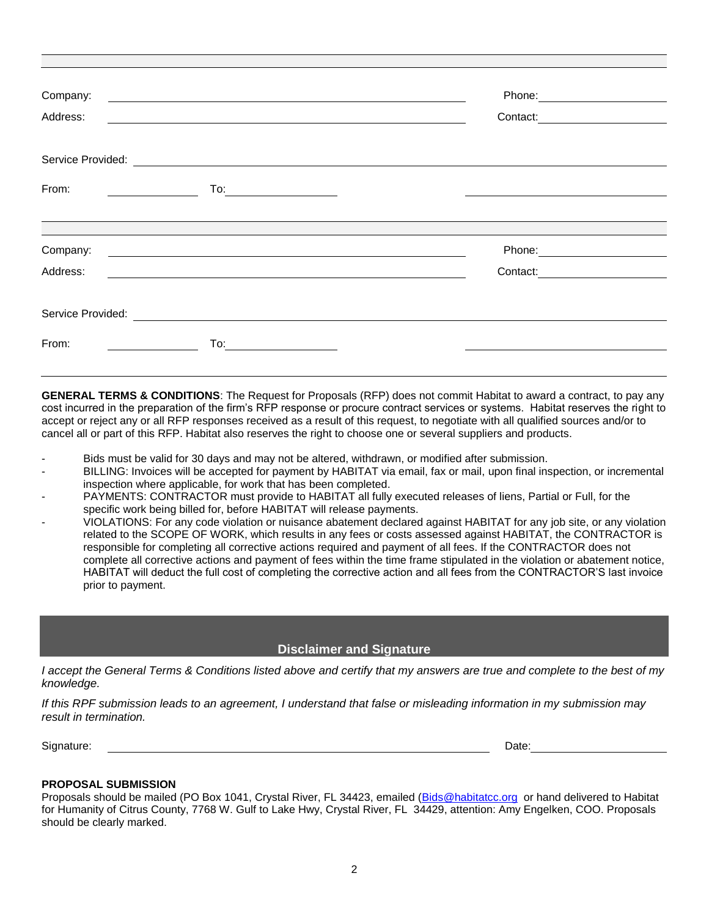Company: ____________________ Phone: ____________________

Address: ____________________ Contact: ____________________

Service Provided: ____________________

From: __________ To: __________ ____________________

Company: ____________________ Phone: ____________________

Address: ____________________ Contact: ____________________

Service Provided: ____________________

From: __________ To: __________ ____________________

**GENERAL TERMS & CONDITIONS**: The Request for Proposals (RFP) does not commit Habitat to award a contract, to pay any cost incurred in the preparation of the firm's RFP response or procure contract services or systems. Habitat reserves the right to accept or reject any or all RFP responses received as a result of this request, to negotiate with all qualified sources and/or to cancel all or part of this RFP. Habitat also reserves the right to choose one or several suppliers and products.

- Bids must be valid for 30 days and may not be altered, withdrawn, or modified after submission.
- BILLING: Invoices will be accepted for payment by HABITAT via email, fax or mail, upon final inspection, or incremental inspection where applicable, for work that has been completed.
- PAYMENTS: CONTRACTOR must provide to HABITAT all fully executed releases of liens, Partial or Full, for the specific work being billed for, before HABITAT will release payments.
- VIOLATIONS: For any code violation or nuisance abatement declared against HABITAT for any job site, or any violation related to the SCOPE OF WORK, which results in any fees or costs assessed against HABITAT, the CONTRACTOR is responsible for completing all corrective actions required and payment of all fees. If the CONTRACTOR does not complete all corrective actions and payment of fees within the time frame stipulated in the violation or abatement notice, HABITAT will deduct the full cost of completing the corrective action and all fees from the CONTRACTOR'S last invoice prior to payment.

## Disclaimer and Signature

*I accept the General Terms & Conditions listed above and certify that my answers are true and complete to the best of my knowledge.*

*If this RPF submission leads to an agreement, I understand that false or misleading information in my submission may result in termination.*

Signature: ____________________ Date: ____________________

**PROPOSAL SUBMISSION**

Proposals should be mailed (PO Box 1041, Crystal River, FL 34423, emailed (Bids@habitatcc.org or hand delivered to Habitat for Humanity of Citrus County, 7768 W. Gulf to Lake Hwy, Crystal River, FL 34429, attention: Amy Engelken, COO. Proposals should be clearly marked.